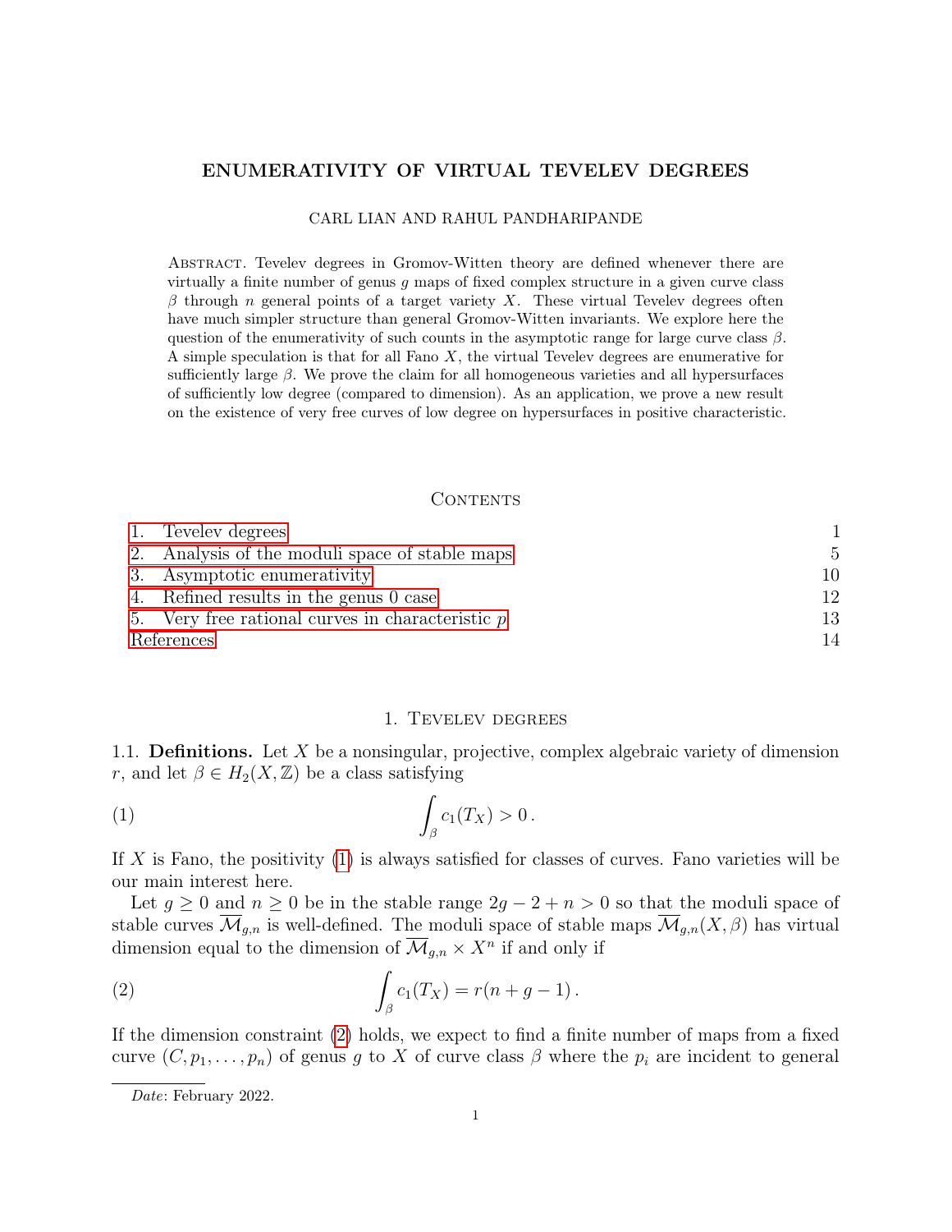# ENUMERATIVITY OF VIRTUAL TEVELEV DEGREES

CARL LIAN AND RAHUL PANDHARIPANDE

ABSTRACT. Tevelev degrees in Gromov-Witten theory are defined whenever there are virtually a finite number of genus $g$ maps of fixed complex structure in a given curve class $\beta$ through $n$ general points of a target variety $X$. These virtual Tevelev degrees often have much simpler structure than general Gromov-Witten invariants. We explore here the question of the enumerativity of such counts in the asymptotic range for large curve class $\beta$. A simple speculation is that for all Fano $X$, the virtual Tevelev degrees are enumerative for sufficiently large $\beta$. We prove the claim for all homogeneous varieties and all hypersurfaces of sufficiently low degree (compared to dimension). As an application, we prove a new result on the existence of very free curves of low degree on hypersurfaces in positive characteristic.

## CONTENTS

1. Tevelev degrees — 1
2. Analysis of the moduli space of stable maps — 5
3. Asymptotic enumerativity — 10
4. Refined results in the genus 0 case — 12
5. Very free rational curves in characteristic $p$ — 13

References — 14

## 1. TEVELEV DEGREES

**1.1. Definitions.** Let $X$ be a nonsingular, projective, complex algebraic variety of dimension $r$, and let $\beta \in H_2(X, \mathbb{Z})$ be a class satisfying

$$\int_\beta c_1(T_X) > 0\,. \tag{1}$$

If $X$ is Fano, the positivity (1) is always satisfied for classes of curves. Fano varieties will be our main interest here.

Let $g \geq 0$ and $n \geq 0$ be in the stable range $2g - 2 + n > 0$ so that the moduli space of stable curves $\overline{\mathcal{M}}_{g,n}$ is well-defined. The moduli space of stable maps $\overline{\mathcal{M}}_{g,n}(X, \beta)$ has virtual dimension equal to the dimension of $\overline{\mathcal{M}}_{g,n} \times X^n$ if and only if

$$\int_\beta c_1(T_X) = r(n + g - 1)\,. \tag{2}$$

If the dimension constraint (2) holds, we expect to find a finite number of maps from a fixed curve $(C, p_1, \ldots, p_n)$ of genus $g$ to $X$ of curve class $\beta$ where the $p_i$ are incident to general

*Date*: February 2022.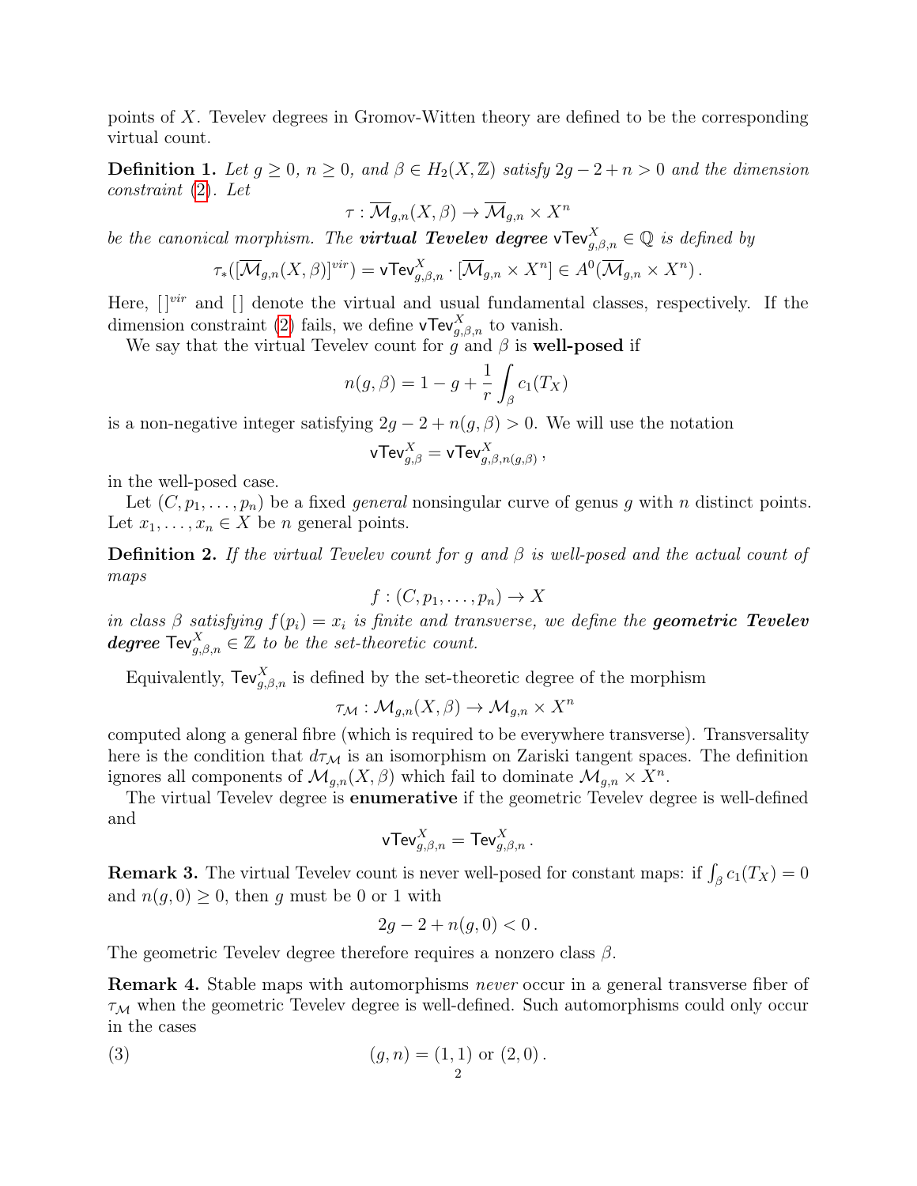points of $X$. Tevelev degrees in Gromov-Witten theory are defined to be the corresponding virtual count.

**Definition 1.** *Let $g \geq 0$, $n \geq 0$, and $\beta \in H_2(X, \mathbb{Z})$ satisfy $2g - 2 + n > 0$ and the dimension constraint (2). Let*

$$\tau : \overline{\mathcal{M}}_{g,n}(X, \beta) \to \overline{\mathcal{M}}_{g,n} \times X^n$$

*be the canonical morphism. The **virtual Tevelev degree** $\mathsf{vTev}^X_{g,\beta,n} \in \mathbb{Q}$ is defined by*

$$\tau_*([\overline{\mathcal{M}}_{g,n}(X, \beta)]^{vir}) = \mathsf{vTev}^X_{g,\beta,n} \cdot [\overline{\mathcal{M}}_{g,n} \times X^n] \in A^0(\overline{\mathcal{M}}_{g,n} \times X^n)\,.$$

Here, $[\,]^{vir}$ and $[\,]$ denote the virtual and usual fundamental classes, respectively. If the dimension constraint (2) fails, we define $\mathsf{vTev}^X_{g,\beta,n}$ to vanish.

We say that the virtual Tevelev count for $g$ and $\beta$ is **well-posed** if

$$n(g, \beta) = 1 - g + \frac{1}{r} \int_\beta c_1(T_X)$$

is a non-negative integer satisfying $2g - 2 + n(g, \beta) > 0$. We will use the notation

$$\mathsf{vTev}^X_{g,\beta} = \mathsf{vTev}^X_{g,\beta,n(g,\beta)}\,,$$

in the well-posed case.

Let $(C, p_1, \ldots, p_n)$ be a fixed *general* nonsingular curve of genus $g$ with $n$ distinct points. Let $x_1, \ldots, x_n \in X$ be $n$ general points.

**Definition 2.** *If the virtual Tevelev count for $g$ and $\beta$ is well-posed and the actual count of maps*

$$f : (C, p_1, \ldots, p_n) \to X$$

*in class $\beta$ satisfying $f(p_i) = x_i$ is finite and transverse, we define the **geometric Tevelev degree** $\mathsf{Tev}^X_{g,\beta,n} \in \mathbb{Z}$ to be the set-theoretic count.*

Equivalently, $\mathsf{Tev}^X_{g,\beta,n}$ is defined by the set-theoretic degree of the morphism

$$\tau_{\mathcal{M}} : \mathcal{M}_{g,n}(X, \beta) \to \mathcal{M}_{g,n} \times X^n$$

computed along a general fibre (which is required to be everywhere transverse). Transversality here is the condition that $d\tau_{\mathcal{M}}$ is an isomorphism on Zariski tangent spaces. The definition ignores all components of $\mathcal{M}_{g,n}(X, \beta)$ which fail to dominate $\mathcal{M}_{g,n} \times X^n$.

The virtual Tevelev degree is **enumerative** if the geometric Tevelev degree is well-defined and

$$\mathsf{vTev}^X_{g,\beta,n} = \mathsf{Tev}^X_{g,\beta,n}\,.$$

**Remark 3.** The virtual Tevelev count is never well-posed for constant maps: if $\int_\beta c_1(T_X) = 0$ and $n(g, 0) \geq 0$, then $g$ must be 0 or 1 with

$$2g - 2 + n(g, 0) < 0\,.$$

The geometric Tevelev degree therefore requires a nonzero class $\beta$.

**Remark 4.** Stable maps with automorphisms *never* occur in a general transverse fiber of $\tau_{\mathcal{M}}$ when the geometric Tevelev degree is well-defined. Such automorphisms could only occur in the cases

$$(g, n) = (1, 1) \text{ or } (2, 0)\,. \tag{3}$$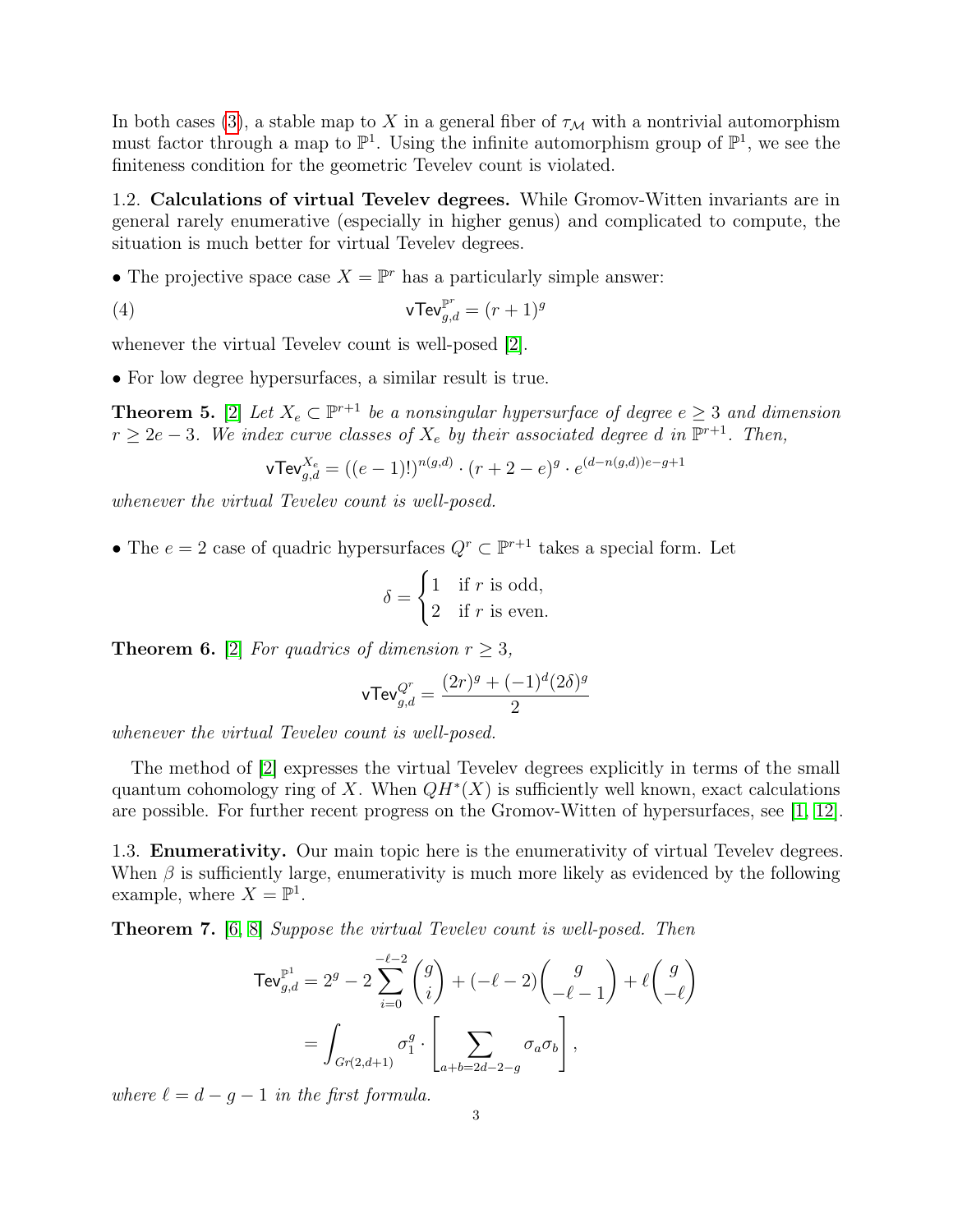In both cases (3), a stable map to $X$ in a general fiber of $\tau_{\mathcal{M}}$ with a nontrivial automorphism must factor through a map to $\mathbb{P}^1$. Using the infinite automorphism group of $\mathbb{P}^1$, we see the finiteness condition for the geometric Tevelev count is violated.

## 1.2. Calculations of virtual Tevelev degrees.

While Gromov-Witten invariants are in general rarely enumerative (especially in higher genus) and complicated to compute, the situation is much better for virtual Tevelev degrees.

• The projective space case $X = \mathbb{P}^r$ has a particularly simple answer:

$$\mathsf{vTev}^{\mathbb{P}^r}_{g,d} = (r+1)^g \tag{4}$$

whenever the virtual Tevelev count is well-posed [2].

• For low degree hypersurfaces, a similar result is true.

**Theorem 5.** [2] *Let $X_e \subset \mathbb{P}^{r+1}$ be a nonsingular hypersurface of degree $e \geq 3$ and dimension $r \geq 2e-3$. We index curve classes of $X_e$ by their associated degree $d$ in $\mathbb{P}^{r+1}$. Then,*

$$\mathsf{vTev}^{X_e}_{g,d} = ((e-1)!)^{n(g,d)} \cdot (r+2-e)^g \cdot e^{(d-n(g,d))e-g+1}$$

*whenever the virtual Tevelev count is well-posed.*

• The $e = 2$ case of quadric hypersurfaces $Q^r \subset \mathbb{P}^{r+1}$ takes a special form. Let

$$\delta = \begin{cases} 1 & \text{if } r \text{ is odd,} \\ 2 & \text{if } r \text{ is even.} \end{cases}$$

**Theorem 6.** [2] *For quadrics of dimension $r \geq 3$,*

$$\mathsf{vTev}^{Q^r}_{g,d} = \frac{(2r)^g + (-1)^d (2\delta)^g}{2}$$

*whenever the virtual Tevelev count is well-posed.*

The method of [2] expresses the virtual Tevelev degrees explicitly in terms of the small quantum cohomology ring of $X$. When $QH^*(X)$ is sufficiently well known, exact calculations are possible. For further recent progress on the Gromov-Witten of hypersurfaces, see [1, 12].

## 1.3. Enumerativity.

Our main topic here is the enumerativity of virtual Tevelev degrees. When $\beta$ is sufficiently large, enumerativity is much more likely as evidenced by the following example, where $X = \mathbb{P}^1$.

**Theorem 7.** [6, 8] *Suppose the virtual Tevelev count is well-posed. Then*

$$\begin{aligned} \mathsf{Tev}^{\mathbb{P}^1}_{g,d} &= 2^g - 2\sum_{i=0}^{-\ell-2} \binom{g}{i} + (-\ell-2)\binom{g}{-\ell-1} + \ell\binom{g}{-\ell} \\ &= \int_{Gr(2,d+1)} \sigma_1^g \cdot \left[ \sum_{a+b=2d-2-g} \sigma_a \sigma_b \right], \end{aligned}$$

*where $\ell = d - g - 1$ in the first formula.*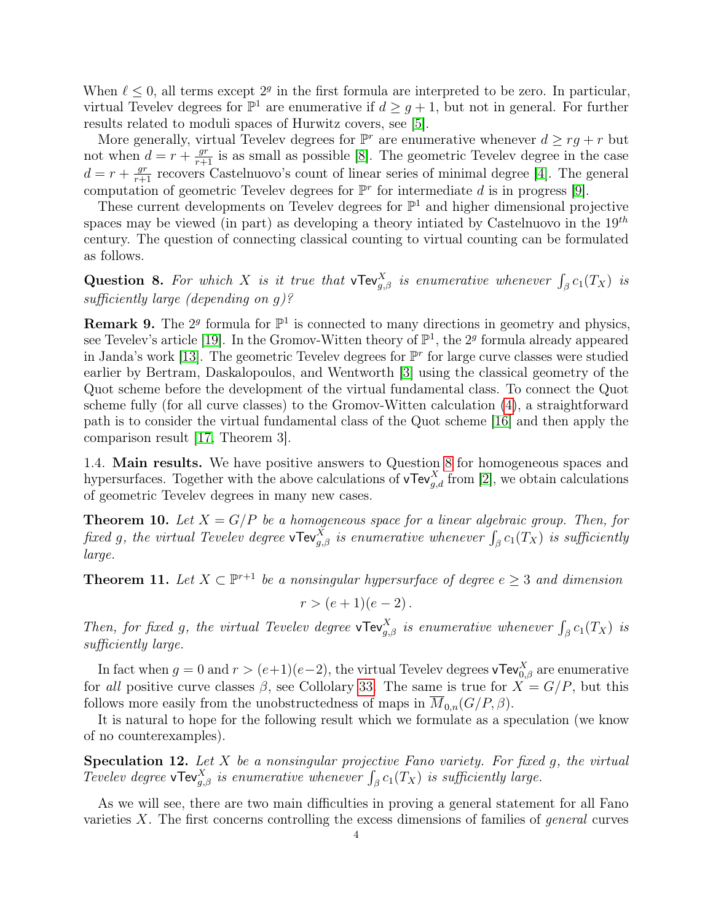When $\ell \leq 0$, all terms except $2^g$ in the first formula are interpreted to be zero. In particular, virtual Tevelev degrees for $\mathbb{P}^1$ are enumerative if $d \geq g+1$, but not in general. For further results related to moduli spaces of Hurwitz covers, see [5].

More generally, virtual Tevelev degrees for $\mathbb{P}^r$ are enumerative whenever $d \geq rg + r$ but not when $d = r + \frac{gr}{r+1}$ is as small as possible [8]. The geometric Tevelev degree in the case $d = r + \frac{gr}{r+1}$ recovers Castelnuovo's count of linear series of minimal degree [4]. The general computation of geometric Tevelev degrees for $\mathbb{P}^r$ for intermediate $d$ is in progress [9].

These current developments on Tevelev degrees for $\mathbb{P}^1$ and higher dimensional projective spaces may be viewed (in part) as developing a theory intiated by Castelnuovo in the $19^{th}$ century. The question of connecting classical counting to virtual counting can be formulated as follows.

**Question 8.** *For which $X$ is it true that $\mathsf{vTev}^X_{g,\beta}$ is enumerative whenever $\int_\beta c_1(T_X)$ is sufficiently large (depending on $g$)?*

**Remark 9.** The $2^g$ formula for $\mathbb{P}^1$ is connected to many directions in geometry and physics, see Tevelev's article [19]. In the Gromov-Witten theory of $\mathbb{P}^1$, the $2^g$ formula already appeared in Janda's work [13]. The geometric Tevelev degrees for $\mathbb{P}^r$ for large curve classes were studied earlier by Bertram, Daskalopoulos, and Wentworth [3] using the classical geometry of the Quot scheme before the development of the virtual fundamental class. To connect the Quot scheme fully (for all curve classes) to the Gromov-Witten calculation (4), a straightforward path is to consider the virtual fundamental class of the Quot scheme [16] and then apply the comparison result [17, Theorem 3].

1.4. **Main results.** We have positive answers to Question 8 for homogeneous spaces and hypersurfaces. Together with the above calculations of $\mathsf{vTev}^X_{g,d}$ from [2], we obtain calculations of geometric Tevelev degrees in many new cases.

**Theorem 10.** *Let $X = G/P$ be a homogeneous space for a linear algebraic group. Then, for fixed $g$, the virtual Tevelev degree $\mathsf{vTev}^X_{g,\beta}$ is enumerative whenever $\int_\beta c_1(T_X)$ is sufficiently large.*

**Theorem 11.** *Let $X \subset \mathbb{P}^{r+1}$ be a nonsingular hypersurface of degree $e \geq 3$ and dimension*

$$r > (e+1)(e-2)\,.$$

*Then, for fixed $g$, the virtual Tevelev degree $\mathsf{vTev}^X_{g,\beta}$ is enumerative whenever $\int_\beta c_1(T_X)$ is sufficiently large.*

In fact when $g = 0$ and $r > (e+1)(e-2)$, the virtual Tevelev degrees $\mathsf{vTev}^X_{0,\beta}$ are enumerative for *all* positive curve classes $\beta$, see Collolary 33. The same is true for $X = G/P$, but this follows more easily from the unobstructedness of maps in $\overline{M}_{0,n}(G/P, \beta)$.

It is natural to hope for the following result which we formulate as a speculation (we know of no counterexamples).

**Speculation 12.** *Let $X$ be a nonsingular projective Fano variety. For fixed $g$, the virtual Tevelev degree $\mathsf{vTev}^X_{g,\beta}$ is enumerative whenever $\int_\beta c_1(T_X)$ is sufficiently large.*

As we will see, there are two main difficulties in proving a general statement for all Fano varieties $X$. The first concerns controlling the excess dimensions of families of *general* curves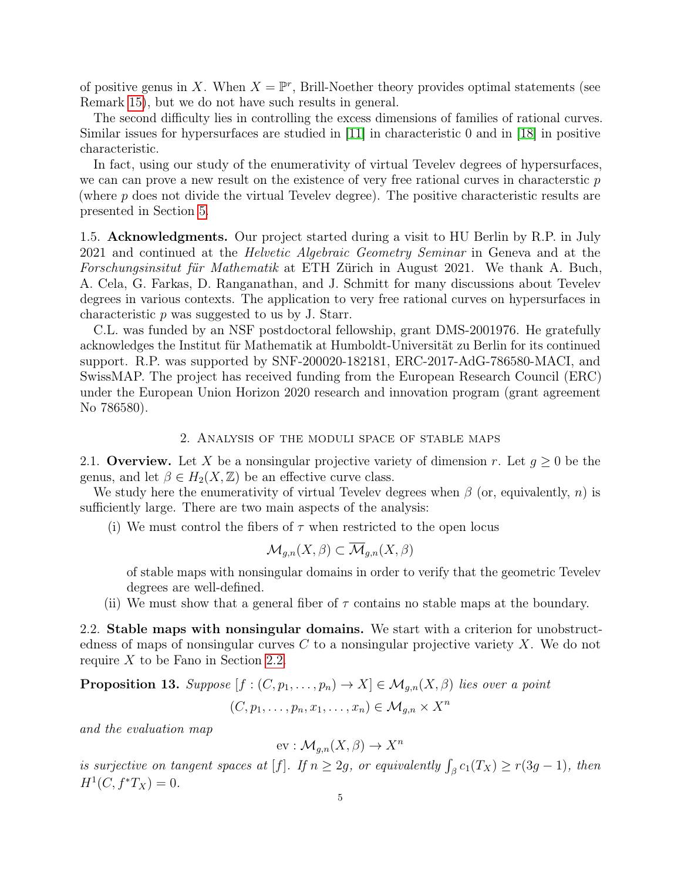of positive genus in $X$. When $X = \mathbb{P}^r$, Brill-Noether theory provides optimal statements (see Remark 15), but we do not have such results in general.

The second difficulty lies in controlling the excess dimensions of families of rational curves. Similar issues for hypersurfaces are studied in [11] in characteristic 0 and in [18] in positive characteristic.

In fact, using our study of the enumerativity of virtual Tevelev degrees of hypersurfaces, we can can prove a new result on the existence of very free rational curves in characterstic $p$ (where $p$ does not divide the virtual Tevelev degree). The positive characteristic results are presented in Section 5.

1.5. **Acknowledgments.** Our project started during a visit to HU Berlin by R.P. in July 2021 and continued at the *Helvetic Algebraic Geometry Seminar* in Geneva and at the *Forschungsinsitut für Mathematik* at ETH Zürich in August 2021. We thank A. Buch, A. Cela, G. Farkas, D. Ranganathan, and J. Schmitt for many discussions about Tevelev degrees in various contexts. The application to very free rational curves on hypersurfaces in characteristic $p$ was suggested to us by J. Starr.

C.L. was funded by an NSF postdoctoral fellowship, grant DMS-2001976. He gratefully acknowledges the Institut für Mathematik at Humboldt-Universität zu Berlin for its continued support. R.P. was supported by SNF-200020-182181, ERC-2017-AdG-786580-MACI, and SwissMAP. The project has received funding from the European Research Council (ERC) under the European Union Horizon 2020 research and innovation program (grant agreement No 786580).

## 2. Analysis of the moduli space of stable maps

2.1. **Overview.** Let $X$ be a nonsingular projective variety of dimension $r$. Let $g \geq 0$ be the genus, and let $\beta \in H_2(X, \mathbb{Z})$ be an effective curve class.

We study here the enumerativity of virtual Tevelev degrees when $\beta$ (or, equivalently, $n$) is sufficiently large. There are two main aspects of the analysis:

(i) We must control the fibers of $\tau$ when restricted to the open locus
$$\mathcal{M}_{g,n}(X, \beta) \subset \overline{\mathcal{M}}_{g,n}(X, \beta)$$
of stable maps with nonsingular domains in order to verify that the geometric Tevelev degrees are well-defined.

(ii) We must show that a general fiber of $\tau$ contains no stable maps at the boundary.

2.2. **Stable maps with nonsingular domains.** We start with a criterion for unobstructedness of maps of nonsingular curves $C$ to a nonsingular projective variety $X$. We do not require $X$ to be Fano in Section 2.2.

**Proposition 13.** *Suppose* $[f : (C, p_1, \ldots, p_n) \to X] \in \mathcal{M}_{g,n}(X, \beta)$ *lies over a point*
$$(C, p_1, \ldots, p_n, x_1, \ldots, x_n) \in \mathcal{M}_{g,n} \times X^n$$
*and the evaluation map*
$$\mathrm{ev} : \mathcal{M}_{g,n}(X, \beta) \to X^n$$
*is surjective on tangent spaces at* $[f]$. *If* $n \geq 2g$, *or equivalently* $\int_\beta c_1(T_X) \geq r(3g - 1)$, *then* $H^1(C, f^*T_X) = 0$.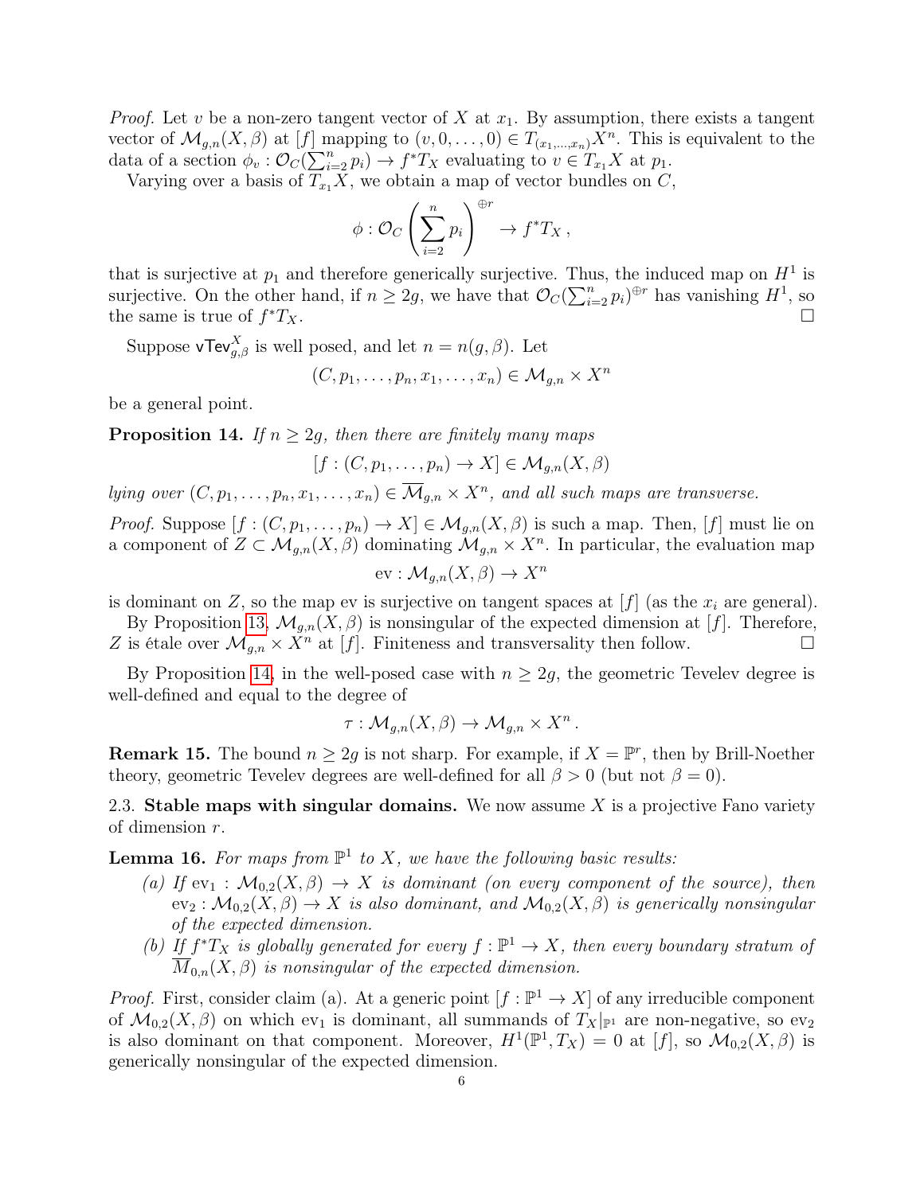*Proof.* Let $v$ be a non-zero tangent vector of $X$ at $x_1$. By assumption, there exists a tangent vector of $\mathcal{M}_{g,n}(X,\beta)$ at $[f]$ mapping to $(v,0,\ldots,0) \in T_{(x_1,\ldots,x_n)}X^n$. This is equivalent to the data of a section $\phi_v : \mathcal{O}_C(\sum_{i=2}^n p_i) \to f^*T_X$ evaluating to $v \in T_{x_1}X$ at $p_1$.

Varying over a basis of $T_{x_1}X$, we obtain a map of vector bundles on $C$,

$$\phi : \mathcal{O}_C\left(\sum_{i=2}^n p_i\right)^{\oplus r} \to f^*T_X\,,$$

that is surjective at $p_1$ and therefore generically surjective. Thus, the induced map on $H^1$ is surjective. On the other hand, if $n \geq 2g$, we have that $\mathcal{O}_C(\sum_{i=2}^n p_i)^{\oplus r}$ has vanishing $H^1$, so the same is true of $f^*T_X$. $\square$

Suppose $\mathsf{vTev}^X_{g,\beta}$ is well posed, and let $n = n(g,\beta)$. Let

$$(C, p_1, \ldots, p_n, x_1, \ldots, x_n) \in \mathcal{M}_{g,n} \times X^n$$

be a general point.

**Proposition 14.** *If $n \geq 2g$, then there are finitely many maps*

$$[f : (C, p_1, \ldots, p_n) \to X] \in \mathcal{M}_{g,n}(X,\beta)$$

*lying over $(C, p_1, \ldots, p_n, x_1, \ldots, x_n) \in \overline{\mathcal{M}}_{g,n} \times X^n$, and all such maps are transverse.*

*Proof.* Suppose $[f : (C, p_1, \ldots, p_n) \to X] \in \mathcal{M}_{g,n}(X,\beta)$ is such a map. Then, $[f]$ must lie on a component of $Z \subset \mathcal{M}_{g,n}(X,\beta)$ dominating $\mathcal{M}_{g,n} \times X^n$. In particular, the evaluation map

$$\mathrm{ev} : \mathcal{M}_{g,n}(X,\beta) \to X^n$$

is dominant on $Z$, so the map ev is surjective on tangent spaces at $[f]$ (as the $x_i$ are general).

By Proposition 13, $\mathcal{M}_{g,n}(X,\beta)$ is nonsingular of the expected dimension at $[f]$. Therefore, $Z$ is étale over $\mathcal{M}_{g,n} \times X^n$ at $[f]$. Finiteness and transversality then follow. $\square$

By Proposition 14, in the well-posed case with $n \geq 2g$, the geometric Tevelev degree is well-defined and equal to the degree of

$$\tau : \mathcal{M}_{g,n}(X,\beta) \to \mathcal{M}_{g,n} \times X^n\,.$$

**Remark 15.** The bound $n \geq 2g$ is not sharp. For example, if $X = \mathbb{P}^r$, then by Brill-Noether theory, geometric Tevelev degrees are well-defined for all $\beta > 0$ (but not $\beta = 0$).

### 2.3. Stable maps with singular domains.

We now assume $X$ is a projective Fano variety of dimension $r$.

**Lemma 16.** *For maps from $\mathbb{P}^1$ to $X$, we have the following basic results:*

*(a) If $\mathrm{ev}_1 : \mathcal{M}_{0,2}(X,\beta) \to X$ is dominant (on every component of the source), then $\mathrm{ev}_2 : \mathcal{M}_{0,2}(X,\beta) \to X$ is also dominant, and $\mathcal{M}_{0,2}(X,\beta)$ is generically nonsingular of the expected dimension.*

*(b) If $f^*T_X$ is globally generated for every $f : \mathbb{P}^1 \to X$, then every boundary stratum of $\overline{M}_{0,n}(X,\beta)$ is nonsingular of the expected dimension.*

*Proof.* First, consider claim (a). At a generic point $[f : \mathbb{P}^1 \to X]$ of any irreducible component of $\mathcal{M}_{0,2}(X,\beta)$ on which $\mathrm{ev}_1$ is dominant, all summands of $T_X|_{\mathbb{P}^1}$ are non-negative, so $\mathrm{ev}_2$ is also dominant on that component. Moreover, $H^1(\mathbb{P}^1, T_X) = 0$ at $[f]$, so $\mathcal{M}_{0,2}(X,\beta)$ is generically nonsingular of the expected dimension.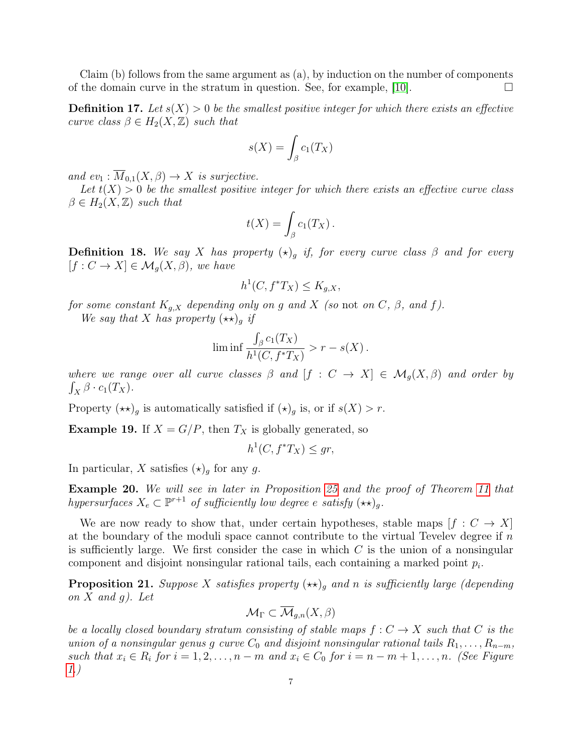Claim (b) follows from the same argument as (a), by induction on the number of components of the domain curve in the stratum in question. See, for example, [10]. □

**Definition 17.** *Let $s(X) > 0$ be the smallest positive integer for which there exists an effective curve class $\beta \in H_2(X, \mathbb{Z})$ such that*

$$s(X) = \int_\beta c_1(T_X)$$

*and $ev_1 : \overline{M}_{0,1}(X, \beta) \to X$ is surjective.*

*Let $t(X) > 0$ be the smallest positive integer for which there exists an effective curve class $\beta \in H_2(X, \mathbb{Z})$ such that*

$$t(X) = \int_\beta c_1(T_X)\,.$$

**Definition 18.** *We say $X$ has property $(\star)_g$ if, for every curve class $\beta$ and for every $[f : C \to X] \in \mathcal{M}_g(X, \beta)$, we have*

$$h^1(C, f^*T_X) \leq K_{g,X},$$

*for some constant $K_{g,X}$ depending only on $g$ and $X$ (so* not *on $C$, $\beta$, and $f$).*

*We say that $X$ has property $(\star\star)_g$ if*

$$\liminf \frac{\int_\beta c_1(T_X)}{h^1(C, f^*T_X)} > r - s(X)\,.$$

*where we range over all curve classes $\beta$ and $[f : C \to X] \in \mathcal{M}_g(X, \beta)$ and order by $\int_X \beta \cdot c_1(T_X)$.*

Property $(\star\star)_g$ is automatically satisfied if $(\star)_g$ is, or if $s(X) > r$.

**Example 19.** If $X = G/P$, then $T_X$ is globally generated, so

$$h^1(C, f^*T_X) \leq gr,$$

In particular, $X$ satisfies $(\star)_g$ for any $g$.

**Example 20.** *We will see in later in Proposition 25 and the proof of Theorem 11 that hypersurfaces $X_e \subset \mathbb{P}^{r+1}$ of sufficiently low degree $e$ satisfy $(\star\star)_g$.*

We are now ready to show that, under certain hypotheses, stable maps $[f : C \to X]$ at the boundary of the moduli space cannot contribute to the virtual Tevelev degree if $n$ is sufficiently large. We first consider the case in which $C$ is the union of a nonsingular component and disjoint nonsingular rational tails, each containing a marked point $p_i$.

**Proposition 21.** *Suppose $X$ satisfies property $(\star\star)_g$ and $n$ is sufficiently large (depending on $X$ and $g$). Let*

$$\mathcal{M}_\Gamma \subset \overline{\mathcal{M}}_{g,n}(X, \beta)$$

*be a locally closed boundary stratum consisting of stable maps $f : C \to X$ such that $C$ is the union of a nonsingular genus $g$ curve $C_0$ and disjoint nonsingular rational tails $R_1, \ldots, R_{n-m}$, such that $x_i \in R_i$ for $i = 1, 2, \ldots, n - m$ and $x_i \in C_0$ for $i = n - m + 1, \ldots, n$. (See Figure 1.)*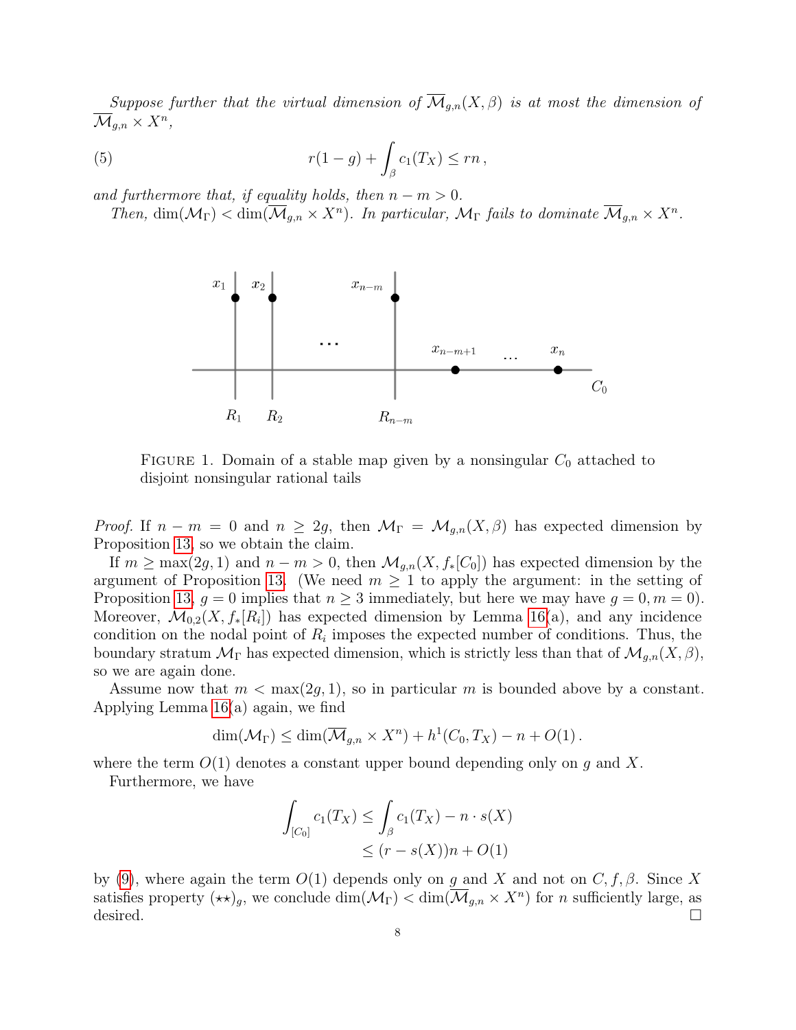*Suppose further that the virtual dimension of $\overline{\mathcal{M}}_{g,n}(X,\beta)$ is at most the dimension of $\overline{\mathcal{M}}_{g,n} \times X^n$,*

$$r(1-g) + \int_\beta c_1(T_X) \leq rn\,, \tag{5}$$

*and furthermore that, if equality holds, then $n - m > 0$.*

*Then, $\dim(\mathcal{M}_\Gamma) < \dim(\overline{\mathcal{M}}_{g,n} \times X^n)$. In particular, $\mathcal{M}_\Gamma$ fails to dominate $\overline{\mathcal{M}}_{g,n} \times X^n$.*

FIGURE 1. Domain of a stable map given by a nonsingular $C_0$ attached to disjoint nonsingular rational tails

*Proof.* If $n - m = 0$ and $n \geq 2g$, then $\mathcal{M}_\Gamma = \mathcal{M}_{g,n}(X,\beta)$ has expected dimension by Proposition 13, so we obtain the claim.

If $m \geq \max(2g, 1)$ and $n - m > 0$, then $\mathcal{M}_{g,n}(X, f_*[C_0])$ has expected dimension by the argument of Proposition 13. (We need $m \geq 1$ to apply the argument: in the setting of Proposition 13, $g = 0$ implies that $n \geq 3$ immediately, but here we may have $g = 0, m = 0$). Moreover, $\mathcal{M}_{0,2}(X, f_*[R_i])$ has expected dimension by Lemma 16(a), and any incidence condition on the nodal point of $R_i$ imposes the expected number of conditions. Thus, the boundary stratum $\mathcal{M}_\Gamma$ has expected dimension, which is strictly less than that of $\mathcal{M}_{g,n}(X,\beta)$, so we are again done.

Assume now that $m < \max(2g, 1)$, so in particular $m$ is bounded above by a constant. Applying Lemma 16(a) again, we find

$$\dim(\mathcal{M}_\Gamma) \leq \dim(\overline{\mathcal{M}}_{g,n} \times X^n) + h^1(C_0, T_X) - n + O(1)\,.$$

where the term $O(1)$ denotes a constant upper bound depending only on $g$ and $X$.

Furthermore, we have

$$\begin{aligned}
\int_{[C_0]} c_1(T_X) &\leq \int_\beta c_1(T_X) - n \cdot s(X) \\
&\leq (r - s(X))n + O(1)
\end{aligned}$$

by (9), where again the term $O(1)$ depends only on $g$ and $X$ and not on $C, f, \beta$. Since $X$ satisfies property $(\star\star)_g$, we conclude $\dim(\mathcal{M}_\Gamma) < \dim(\overline{\mathcal{M}}_{g,n} \times X^n)$ for $n$ sufficiently large, as desired. $\square$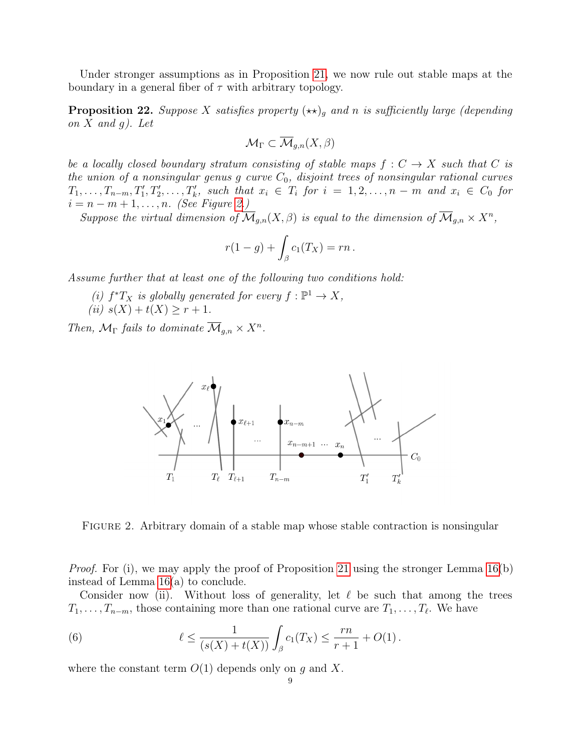Under stronger assumptions as in Proposition 21, we now rule out stable maps at the boundary in a general fiber of $\tau$ with arbitrary topology.

**Proposition 22.** *Suppose $X$ satisfies property $(\star\star)_g$ and $n$ is sufficiently large (depending on $X$ and $g$). Let*

$$\mathcal{M}_\Gamma \subset \overline{\mathcal{M}}_{g,n}(X,\beta)$$

*be a locally closed boundary stratum consisting of stable maps $f : C \to X$ such that $C$ is the union of a nonsingular genus $g$ curve $C_0$, disjoint trees of nonsingular rational curves $T_1, \ldots, T_{n-m}, T'_1, T'_2, \ldots, T'_k$, such that $x_i \in T_i$ for $i = 1, 2, \ldots, n-m$ and $x_i \in C_0$ for $i = n-m+1, \ldots, n$. (See Figure 2.)*

*Suppose the virtual dimension of $\overline{\mathcal{M}}_{g,n}(X,\beta)$ is equal to the dimension of $\overline{\mathcal{M}}_{g,n} \times X^n$,*

$$r(1-g) + \int_\beta c_1(T_X) = rn\,.$$

*Assume further that at least one of the following two conditions hold:*

*(i) $f^*T_X$ is globally generated for every $f : \mathbb{P}^1 \to X$,*
*(ii) $s(X) + t(X) \geq r+1$.*

*Then, $\mathcal{M}_\Gamma$ fails to dominate $\overline{\mathcal{M}}_{g,n} \times X^n$.*

Figure 2. Arbitrary domain of a stable map whose stable contraction is nonsingular

*Proof.* For (i), we may apply the proof of Proposition 21 using the stronger Lemma 16(b) instead of Lemma 16(a) to conclude.

Consider now (ii). Without loss of generality, let $\ell$ be such that among the trees $T_1, \ldots, T_{n-m}$, those containing more than one rational curve are $T_1, \ldots, T_\ell$. We have

$$\ell \leq \frac{1}{(s(X)+t(X))} \int_\beta c_1(T_X) \leq \frac{rn}{r+1} + O(1)\,. \tag{6}$$

where the constant term $O(1)$ depends only on $g$ and $X$.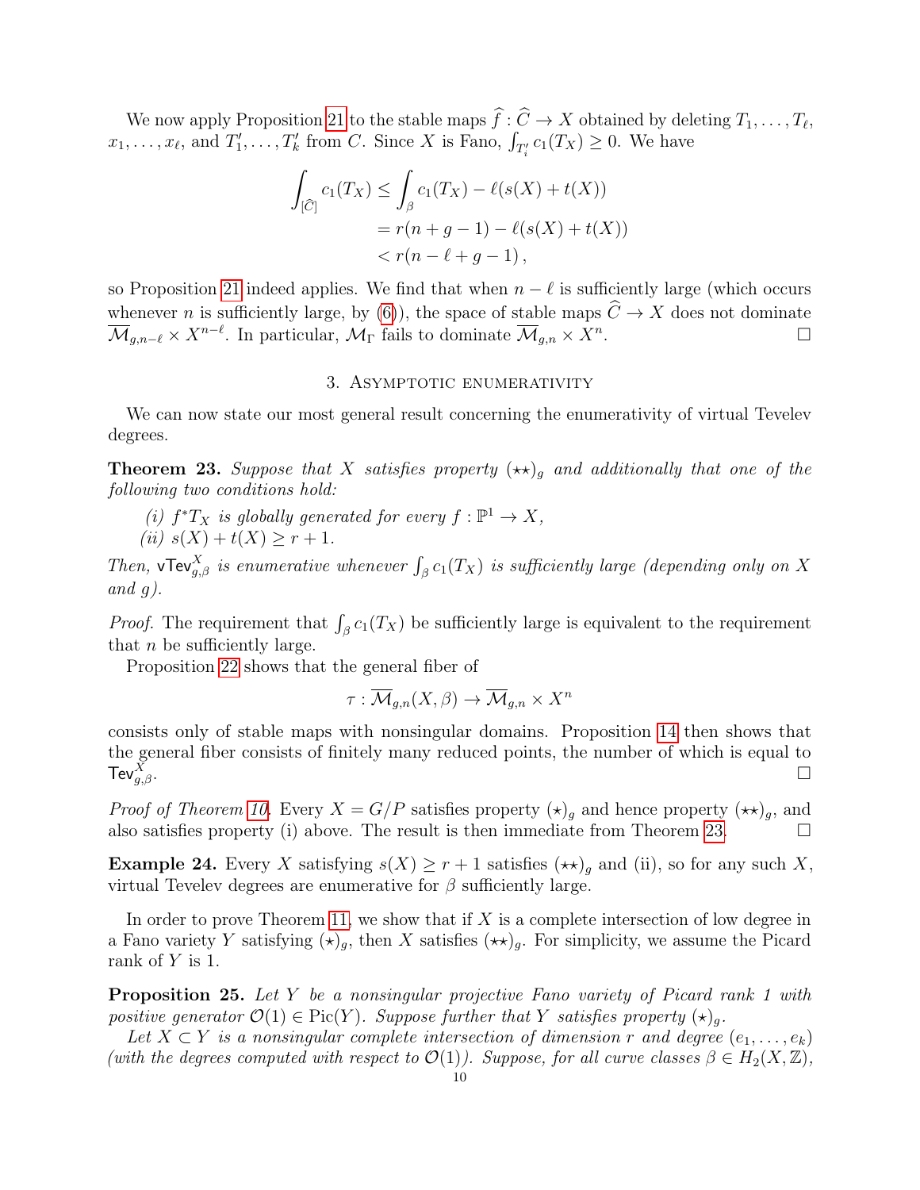We now apply Proposition 21 to the stable maps $\widehat{f} : \widehat{C} \to X$ obtained by deleting $T_1, \ldots, T_\ell$, $x_1, \ldots, x_\ell$, and $T'_1, \ldots, T'_k$ from $C$. Since $X$ is Fano, $\int_{T'_i} c_1(T_X) \geq 0$. We have

$$\begin{aligned}
\int_{[\widehat{C}]} c_1(T_X) &\leq \int_\beta c_1(T_X) - \ell(s(X) + t(X)) \\
&= r(n + g - 1) - \ell(s(X) + t(X)) \\
&< r(n - \ell + g - 1)\,,
\end{aligned}$$

so Proposition 21 indeed applies. We find that when $n - \ell$ is sufficiently large (which occurs whenever $n$ is sufficiently large, by (6)), the space of stable maps $\widehat{C} \to X$ does not dominate $\overline{\mathcal{M}}_{g,n-\ell} \times X^{n-\ell}$. In particular, $\mathcal{M}_\Gamma$ fails to dominate $\overline{\mathcal{M}}_{g,n} \times X^n$. $\square$

## 3. Asymptotic enumerativity

We can now state our most general result concerning the enumerativity of virtual Tevelev degrees.

**Theorem 23.** *Suppose that $X$ satisfies property $(\star\star)_g$ and additionally that one of the following two conditions hold:*

*(i) $f^*T_X$ is globally generated for every $f : \mathbb{P}^1 \to X$,*
*(ii) $s(X) + t(X) \geq r + 1$.*

*Then, $\mathsf{vTev}^X_{g,\beta}$ is enumerative whenever $\int_\beta c_1(T_X)$ is sufficiently large (depending only on $X$ and $g$).*

*Proof.* The requirement that $\int_\beta c_1(T_X)$ be sufficiently large is equivalent to the requirement that $n$ be sufficiently large.

Proposition 22 shows that the general fiber of

$$\tau : \overline{\mathcal{M}}_{g,n}(X, \beta) \to \overline{\mathcal{M}}_{g,n} \times X^n$$

consists only of stable maps with nonsingular domains. Proposition 14 then shows that the general fiber consists of finitely many reduced points, the number of which is equal to $\mathsf{Tev}^X_{g,\beta}$. $\square$

*Proof of Theorem 10.* Every $X = G/P$ satisfies property $(\star)_g$ and hence property $(\star\star)_g$, and also satisfies property (i) above. The result is then immediate from Theorem 23. $\square$

**Example 24.** Every $X$ satisfying $s(X) \geq r + 1$ satisfies $(\star\star)_g$ and (ii), so for any such $X$, virtual Tevelev degrees are enumerative for $\beta$ sufficiently large.

In order to prove Theorem 11, we show that if $X$ is a complete intersection of low degree in a Fano variety $Y$ satisfying $(\star)_g$, then $X$ satisfies $(\star\star)_g$. For simplicity, we assume the Picard rank of $Y$ is 1.

**Proposition 25.** *Let $Y$ be a nonsingular projective Fano variety of Picard rank 1 with positive generator $\mathcal{O}(1) \in \mathrm{Pic}(Y)$. Suppose further that $Y$ satisfies property $(\star)_g$.*

*Let $X \subset Y$ is a nonsingular complete intersection of dimension $r$ and degree $(e_1, \ldots, e_k)$ (with the degrees computed with respect to $\mathcal{O}(1)$). Suppose, for all curve classes $\beta \in H_2(X, \mathbb{Z})$,*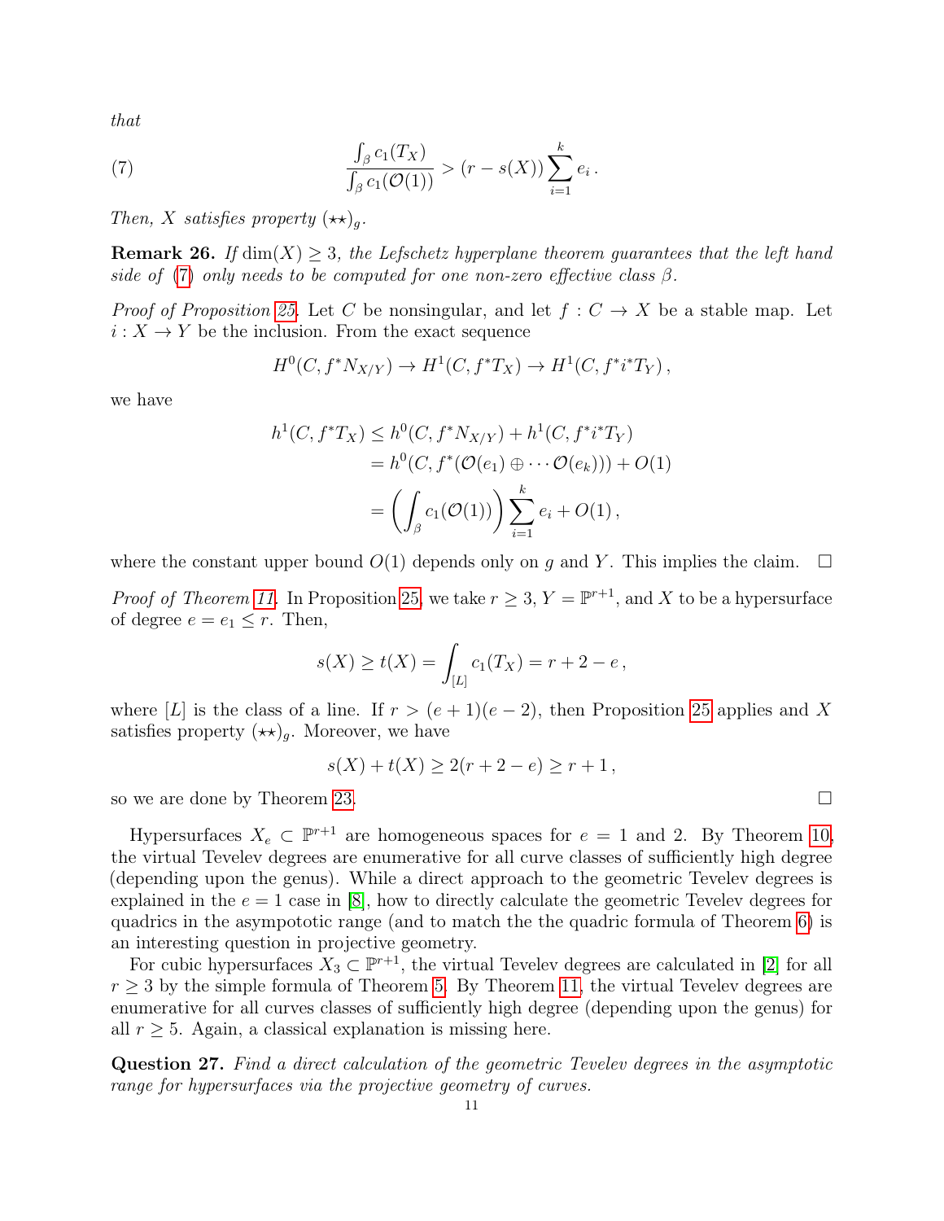*that*

$$\frac{\int_\beta c_1(T_X)}{\int_\beta c_1(\mathcal{O}(1))} > (r - s(X)) \sum_{i=1}^k e_i \,. \tag{7}$$

*Then, $X$ satisfies property $(\star\star)_g$.*

**Remark 26.** *If $\dim(X) \geq 3$, the Lefschetz hyperplane theorem guarantees that the left hand side of (7) only needs to be computed for one non-zero effective class $\beta$.*

*Proof of Proposition 25.* Let $C$ be nonsingular, and let $f : C \to X$ be a stable map. Let $i : X \to Y$ be the inclusion. From the exact sequence

$$H^0(C, f^* N_{X/Y}) \to H^1(C, f^* T_X) \to H^1(C, f^* i^* T_Y)\,,$$

we have

$$\begin{aligned} h^1(C, f^*T_X) &\leq h^0(C, f^*N_{X/Y}) + h^1(C, f^*i^*T_Y) \\ &= h^0(C, f^*(\mathcal{O}(e_1) \oplus \cdots \mathcal{O}(e_k))) + O(1) \\ &= \left(\int_\beta c_1(\mathcal{O}(1))\right) \sum_{i=1}^k e_i + O(1)\,, \end{aligned}$$

where the constant upper bound $O(1)$ depends only on $g$ and $Y$. This implies the claim. $\square$

*Proof of Theorem 11.* In Proposition 25, we take $r \geq 3$, $Y = \mathbb{P}^{r+1}$, and $X$ to be a hypersurface of degree $e = e_1 \leq r$. Then,

$$s(X) \geq t(X) = \int_{[L]} c_1(T_X) = r + 2 - e\,,$$

where $[L]$ is the class of a line. If $r > (e+1)(e-2)$, then Proposition 25 applies and $X$ satisfies property $(\star\star)_g$. Moreover, we have

$$s(X) + t(X) \geq 2(r + 2 - e) \geq r + 1\,,$$

so we are done by Theorem 23. $\square$

Hypersurfaces $X_e \subset \mathbb{P}^{r+1}$ are homogeneous spaces for $e = 1$ and $2$. By Theorem 10, the virtual Tevelev degrees are enumerative for all curve classes of sufficiently high degree (depending upon the genus). While a direct approach to the geometric Tevelev degrees is explained in the $e = 1$ case in [8], how to directly calculate the geometric Tevelev degrees for quadrics in the asympototic range (and to match the the quadric formula of Theorem 6) is an interesting question in projective geometry.

For cubic hypersurfaces $X_3 \subset \mathbb{P}^{r+1}$, the virtual Tevelev degrees are calculated in [2] for all $r \geq 3$ by the simple formula of Theorem 5. By Theorem 11, the virtual Tevelev degrees are enumerative for all curves classes of sufficiently high degree (depending upon the genus) for all $r \geq 5$. Again, a classical explanation is missing here.

**Question 27.** *Find a direct calculation of the geometric Tevelev degrees in the asymptotic range for hypersurfaces via the projective geometry of curves.*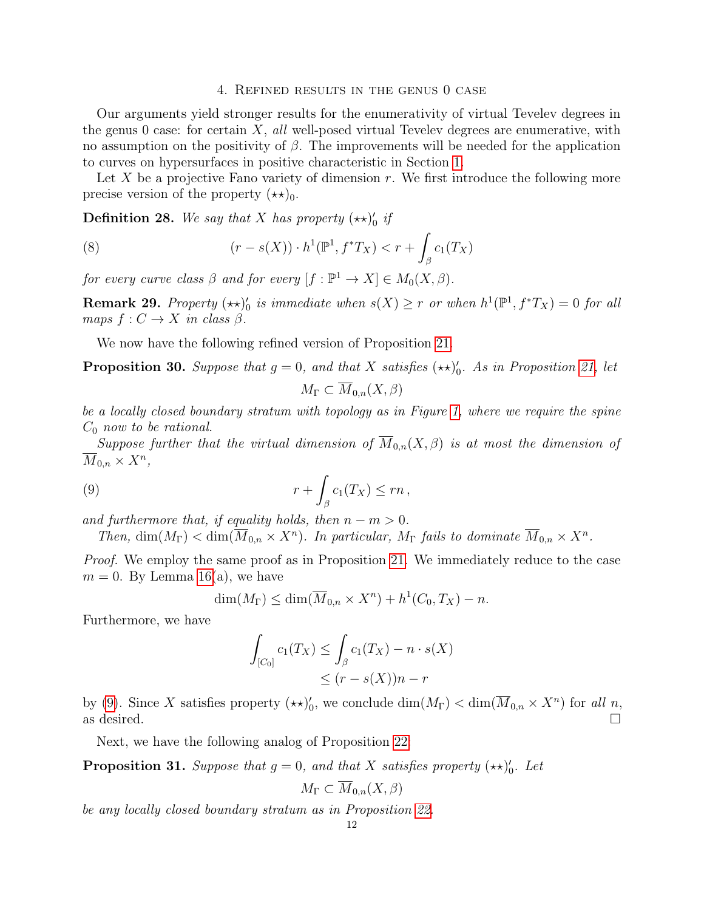## 4. Refined results in the genus 0 case

Our arguments yield stronger results for the enumerativity of virtual Tevelev degrees in the genus 0 case: for certain $X$, *all* well-posed virtual Tevelev degrees are enumerative, with no assumption on the positivity of $\beta$. The improvements will be needed for the application to curves on hypersurfaces in positive characteristic in Section 1.

Let $X$ be a projective Fano variety of dimension $r$. We first introduce the following more precise version of the property $(\star\star)_0$.

**Definition 28.** *We say that $X$ has property $(\star\star)_0'$ if*

$$(r - s(X)) \cdot h^1(\mathbb{P}^1, f^*T_X) < r + \int_\beta c_1(T_X) \tag{8}$$

*for every curve class $\beta$ and for every $[f : \mathbb{P}^1 \to X] \in M_0(X, \beta)$.*

**Remark 29.** *Property $(\star\star)_0'$ is immediate when $s(X) \geq r$ or when $h^1(\mathbb{P}^1, f^*T_X) = 0$ for all maps $f : C \to X$ in class $\beta$.*

We now have the following refined version of Proposition 21.

**Proposition 30.** *Suppose that $g = 0$, and that $X$ satisfies $(\star\star)_0'$. As in Proposition 21, let*

$$M_\Gamma \subset \overline{M}_{0,n}(X, \beta)$$

*be a locally closed boundary stratum with topology as in Figure 1, where we require the spine $C_0$ now to be rational.*

*Suppose further that the virtual dimension of $\overline{M}_{0,n}(X, \beta)$ is at most the dimension of $\overline{M}_{0,n} \times X^n$,*

$$r + \int_\beta c_1(T_X) \leq rn\,, \tag{9}$$

*and furthermore that, if equality holds, then $n - m > 0$.*

*Then, $\dim(M_\Gamma) < \dim(\overline{M}_{0,n} \times X^n)$. In particular, $M_\Gamma$ fails to dominate $\overline{M}_{0,n} \times X^n$.*

*Proof.* We employ the same proof as in Proposition 21. We immediately reduce to the case $m = 0$. By Lemma 16(a), we have

$$\dim(M_\Gamma) \leq \dim(\overline{M}_{0,n} \times X^n) + h^1(C_0, T_X) - n.$$

Furthermore, we have

$$\begin{aligned} \int_{[C_0]} c_1(T_X) &\leq \int_\beta c_1(T_X) - n \cdot s(X) \\ &\leq (r - s(X))n - r \end{aligned}$$

by (9). Since $X$ satisfies property $(\star\star)_0'$, we conclude $\dim(M_\Gamma) < \dim(\overline{M}_{0,n} \times X^n)$ for *all* $n$, as desired. $\square$

Next, we have the following analog of Proposition 22.

**Proposition 31.** *Suppose that $g = 0$, and that $X$ satisfies property $(\star\star)_0'$. Let*

$$M_\Gamma \subset \overline{M}_{0,n}(X, \beta)$$

*be any locally closed boundary stratum as in Proposition 22.*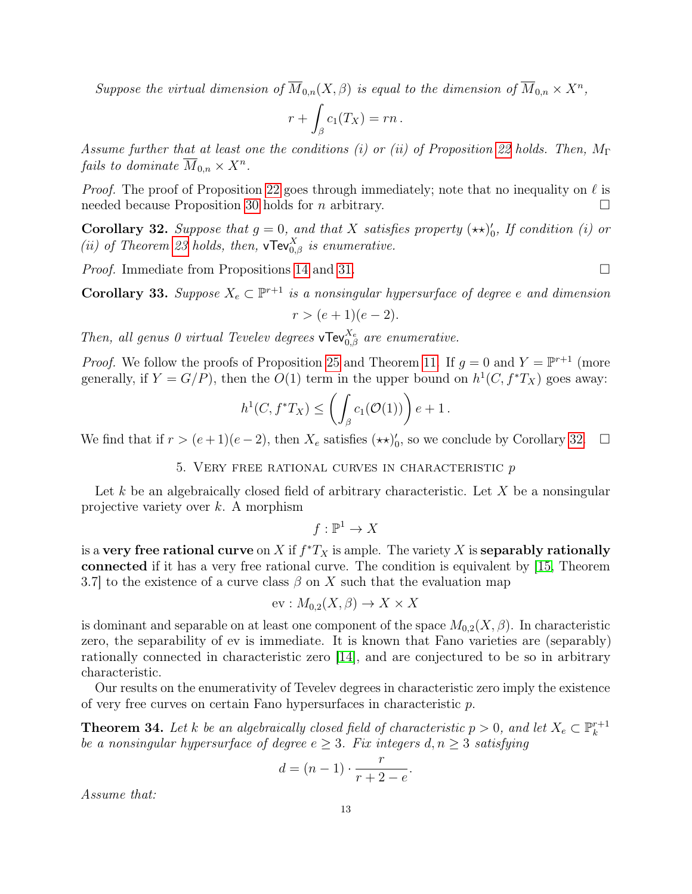*Suppose the virtual dimension of $\overline{M}_{0,n}(X,\beta)$ is equal to the dimension of $\overline{M}_{0,n} \times X^n$,*

$$r + \int_\beta c_1(T_X) = rn\,.$$

*Assume further that at least one the conditions (i) or (ii) of Proposition 22 holds. Then, $M_\Gamma$ fails to dominate $\overline{M}_{0,n} \times X^n$.*

*Proof.* The proof of Proposition 22 goes through immediately; note that no inequality on $\ell$ is needed because Proposition 30 holds for $n$ arbitrary. $\square$

**Corollary 32.** *Suppose that $g = 0$, and that $X$ satisfies property $(\star\star)_0'$, If condition (i) or (ii) of Theorem 23 holds, then, $\mathsf{vTev}^X_{0,\beta}$ is enumerative.*

*Proof.* Immediate from Propositions 14 and 31. $\square$

**Corollary 33.** *Suppose $X_e \subset \mathbb{P}^{r+1}$ is a nonsingular hypersurface of degree $e$ and dimension*

$$r > (e+1)(e-2).$$

*Then, all genus 0 virtual Tevelev degrees $\mathsf{vTev}^{X_e}_{0,\beta}$ are enumerative.*

*Proof.* We follow the proofs of Proposition 25 and Theorem 11. If $g = 0$ and $Y = \mathbb{P}^{r+1}$ (more generally, if $Y = G/P$), then the $O(1)$ term in the upper bound on $h^1(C, f^*T_X)$ goes away:

$$h^1(C, f^*T_X) \le \left(\int_\beta c_1(\mathcal{O}(1))\right) e + 1\,.$$

We find that if $r > (e+1)(e-2)$, then $X_e$ satisfies $(\star\star)_0'$, so we conclude by Corollary 32. $\square$

## 5. Very free rational curves in characteristic $p$

Let $k$ be an algebraically closed field of arbitrary characteristic. Let $X$ be a nonsingular projective variety over $k$. A morphism

$$f : \mathbb{P}^1 \to X$$

is a **very free rational curve** on $X$ if $f^*T_X$ is ample. The variety $X$ is **separably rationally connected** if it has a very free rational curve. The condition is equivalent by [15, Theorem 3.7] to the existence of a curve class $\beta$ on $X$ such that the evaluation map

$$\mathrm{ev} : M_{0,2}(X,\beta) \to X \times X$$

is dominant and separable on at least one component of the space $M_{0,2}(X,\beta)$. In characteristic zero, the separability of ev is immediate. It is known that Fano varieties are (separably) rationally connected in characteristic zero [14], and are conjectured to be so in arbitrary characteristic.

Our results on the enumerativity of Tevelev degrees in characteristic zero imply the existence of very free curves on certain Fano hypersurfaces in characteristic $p$.

**Theorem 34.** *Let $k$ be an algebraically closed field of characteristic $p > 0$, and let $X_e \subset \mathbb{P}^{r+1}_k$ be a nonsingular hypersurface of degree $e \ge 3$. Fix integers $d, n \ge 3$ satisfying*

$$d = (n-1) \cdot \frac{r}{r+2-e}.$$

*Assume that:*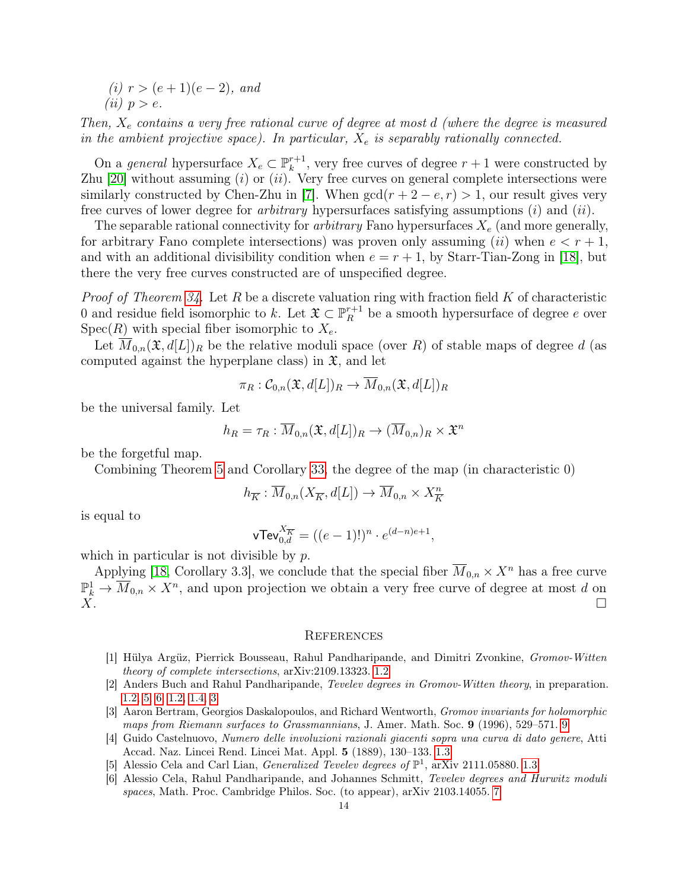*(i)* $r > (e+1)(e-2)$*, and*
*(ii)* $p > e$*.*

*Then,* $X_e$ *contains a very free rational curve of degree at most* $d$ *(where the degree is measured in the ambient projective space). In particular,* $X_e$ *is separably rationally connected.*

On a *general* hypersurface $X_e \subset \mathbb{P}^{r+1}_k$, very free curves of degree $r+1$ were constructed by Zhu [20] without assuming $(i)$ or $(ii)$. Very free curves on general complete intersections were similarly constructed by Chen-Zhu in [7]. When $\gcd(r+2-e, r) > 1$, our result gives very free curves of lower degree for *arbitrary* hypersurfaces satisfying assumptions $(i)$ and $(ii)$.

The separable rational connectivity for *arbitrary* Fano hypersurfaces $X_e$ (and more generally, for arbitrary Fano complete intersections) was proven only assuming $(ii)$ when $e < r+1$, and with an additional divisibility condition when $e = r+1$, by Starr-Tian-Zong in [18], but there the very free curves constructed are of unspecified degree.

*Proof of Theorem 34.* Let $R$ be a discrete valuation ring with fraction field $K$ of characteristic 0 and residue field isomorphic to $k$. Let $\mathfrak{X} \subset \mathbb{P}^{r+1}_R$ be a smooth hypersurface of degree $e$ over $\mathrm{Spec}(R)$ with special fiber isomorphic to $X_e$.

Let $\overline{M}_{0,n}(\mathfrak{X}, d[L])_R$ be the relative moduli space (over $R$) of stable maps of degree $d$ (as computed against the hyperplane class) in $\mathfrak{X}$, and let

$$\pi_R : \mathcal{C}_{0,n}(\mathfrak{X}, d[L])_R \to \overline{M}_{0,n}(\mathfrak{X}, d[L])_R$$

be the universal family. Let

$$h_R = \tau_R : \overline{M}_{0,n}(\mathfrak{X}, d[L])_R \to (\overline{M}_{0,n})_R \times \mathfrak{X}^n$$

be the forgetful map.

Combining Theorem 5 and Corollary 33, the degree of the map (in characteristic 0)

$$h_{\overline{K}} : \overline{M}_{0,n}(X_{\overline{K}}, d[L]) \to \overline{M}_{0,n} \times X^n_{\overline{K}}$$

is equal to

$$\mathsf{vTev}^{X_{\overline{K}}}_{0,d} = ((e-1)!)^n \cdot e^{(d-n)e+1},$$

which in particular is not divisible by $p$.

Applying [18, Corollary 3.3], we conclude that the special fiber $\overline{M}_{0,n} \times X^n$ has a free curve $\mathbb{P}^1_k \to \overline{M}_{0,n} \times X^n$, and upon projection we obtain a very free curve of degree at most $d$ on $X$. □

## References

[1] Hülya Argüz, Pierrick Bousseau, Rahul Pandharipande, and Dimitri Zvonkine, *Gromov-Witten theory of complete intersections*, arXiv:2109.13323. 1.2

[2] Anders Buch and Rahul Pandharipande, *Tevelev degrees in Gromov-Witten theory*, in preparation. 1.2, 5, 6, 1.2, 1.4, 3

[3] Aaron Bertram, Georgios Daskalopoulos, and Richard Wentworth, *Gromov invariants for holomorphic maps from Riemann surfaces to Grassmannians*, J. Amer. Math. Soc. **9** (1996), 529–571. 9

[4] Guido Castelnuovo, *Numero delle involuzioni razionali giacenti sopra una curva di dato genere*, Atti Accad. Naz. Lincei Rend. Lincei Mat. Appl. **5** (1889), 130–133. 1.3

[5] Alessio Cela and Carl Lian, *Generalized Tevelev degrees of* $\mathbb{P}^1$, arXiv 2111.05880. 1.3

[6] Alessio Cela, Rahul Pandharipande, and Johannes Schmitt, *Tevelev degrees and Hurwitz moduli spaces*, Math. Proc. Cambridge Philos. Soc. (to appear), arXiv 2103.14055. 7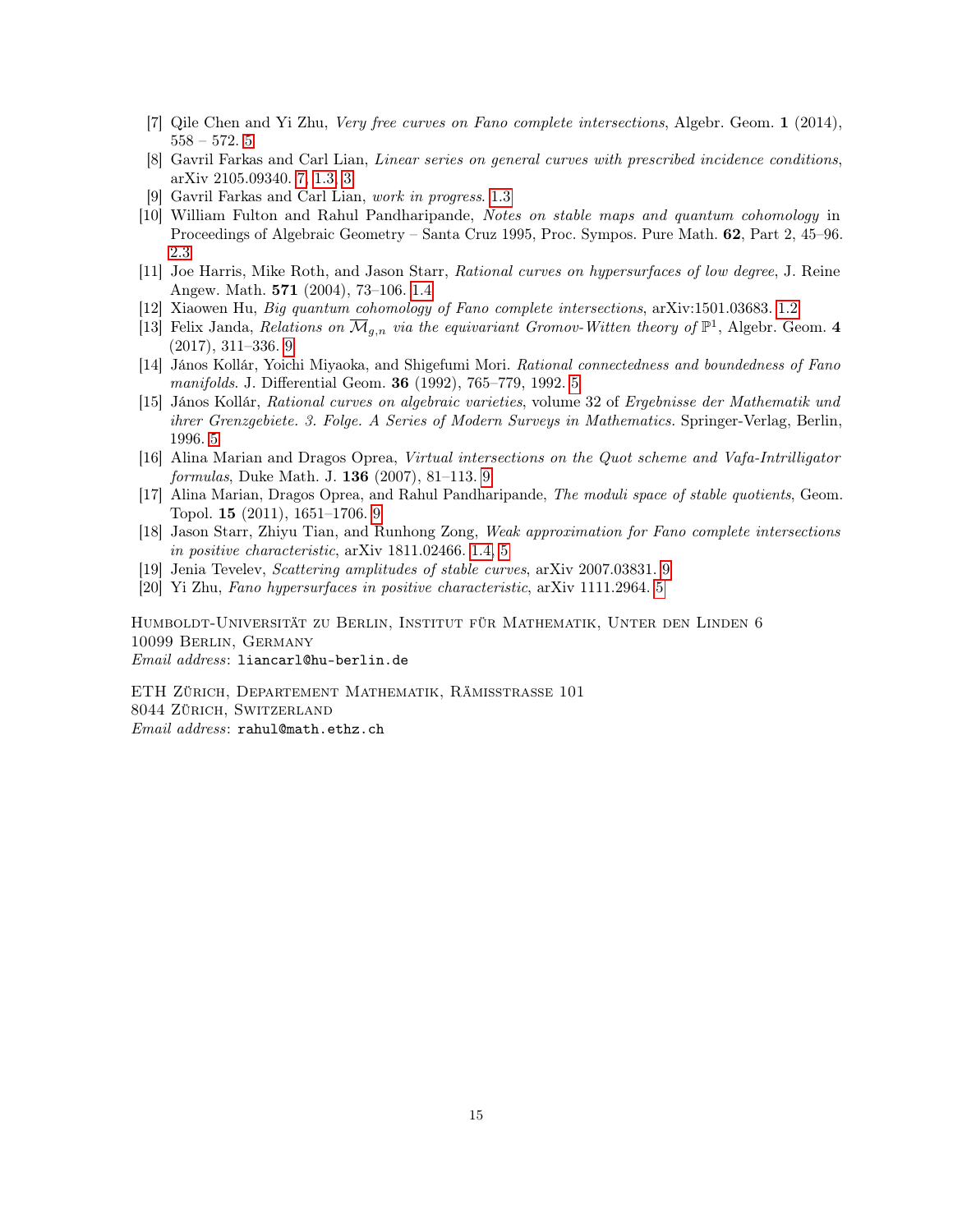[7] Qile Chen and Yi Zhu, *Very free curves on Fano complete intersections*, Algebr. Geom. **1** (2014), 558 – 572. 5

[8] Gavril Farkas and Carl Lian, *Linear series on general curves with prescribed incidence conditions*, arXiv 2105.09340. 7, 1.3, 3

[9] Gavril Farkas and Carl Lian, *work in progress*. 1.3

[10] William Fulton and Rahul Pandharipande, *Notes on stable maps and quantum cohomology* in Proceedings of Algebraic Geometry – Santa Cruz 1995, Proc. Sympos. Pure Math. **62**, Part 2, 45–96. 2.3

[11] Joe Harris, Mike Roth, and Jason Starr, *Rational curves on hypersurfaces of low degree*, J. Reine Angew. Math. **571** (2004), 73–106. 1.4

[12] Xiaowen Hu, *Big quantum cohomology of Fano complete intersections*, arXiv:1501.03683. 1.2

[13] Felix Janda, *Relations on $\overline{\mathcal{M}}_{g,n}$ via the equivariant Gromov-Witten theory of $\mathbb{P}^1$*, Algebr. Geom. **4** (2017), 311–336. 9

[14] János Kollár, Yoichi Miyaoka, and Shigefumi Mori. *Rational connectedness and boundedness of Fano manifolds*. J. Differential Geom. **36** (1992), 765–779, 1992. 5

[15] János Kollár, *Rational curves on algebraic varieties*, volume 32 of *Ergebnisse der Mathematik und ihrer Grenzgebiete. 3. Folge. A Series of Modern Surveys in Mathematics.* Springer-Verlag, Berlin, 1996. 5

[16] Alina Marian and Dragos Oprea, *Virtual intersections on the Quot scheme and Vafa-Intrilligator formulas*, Duke Math. J. **136** (2007), 81–113. 9

[17] Alina Marian, Dragos Oprea, and Rahul Pandharipande, *The moduli space of stable quotients*, Geom. Topol. **15** (2011), 1651–1706. 9

[18] Jason Starr, Zhiyu Tian, and Runhong Zong, *Weak approximation for Fano complete intersections in positive characteristic*, arXiv 1811.02466. 1.4, 5

[19] Jenia Tevelev, *Scattering amplitudes of stable curves*, arXiv 2007.03831. 9

[20] Yi Zhu, *Fano hypersurfaces in positive characteristic*, arXiv 1111.2964. 5

Humboldt-Universität zu Berlin, Institut für Mathematik, Unter den Linden 6
10099 Berlin, Germany
*Email address*: liancarl@hu-berlin.de

ETH Zürich, Departement Mathematik, Rämisstrasse 101
8044 Zürich, Switzerland
*Email address*: rahul@math.ethz.ch